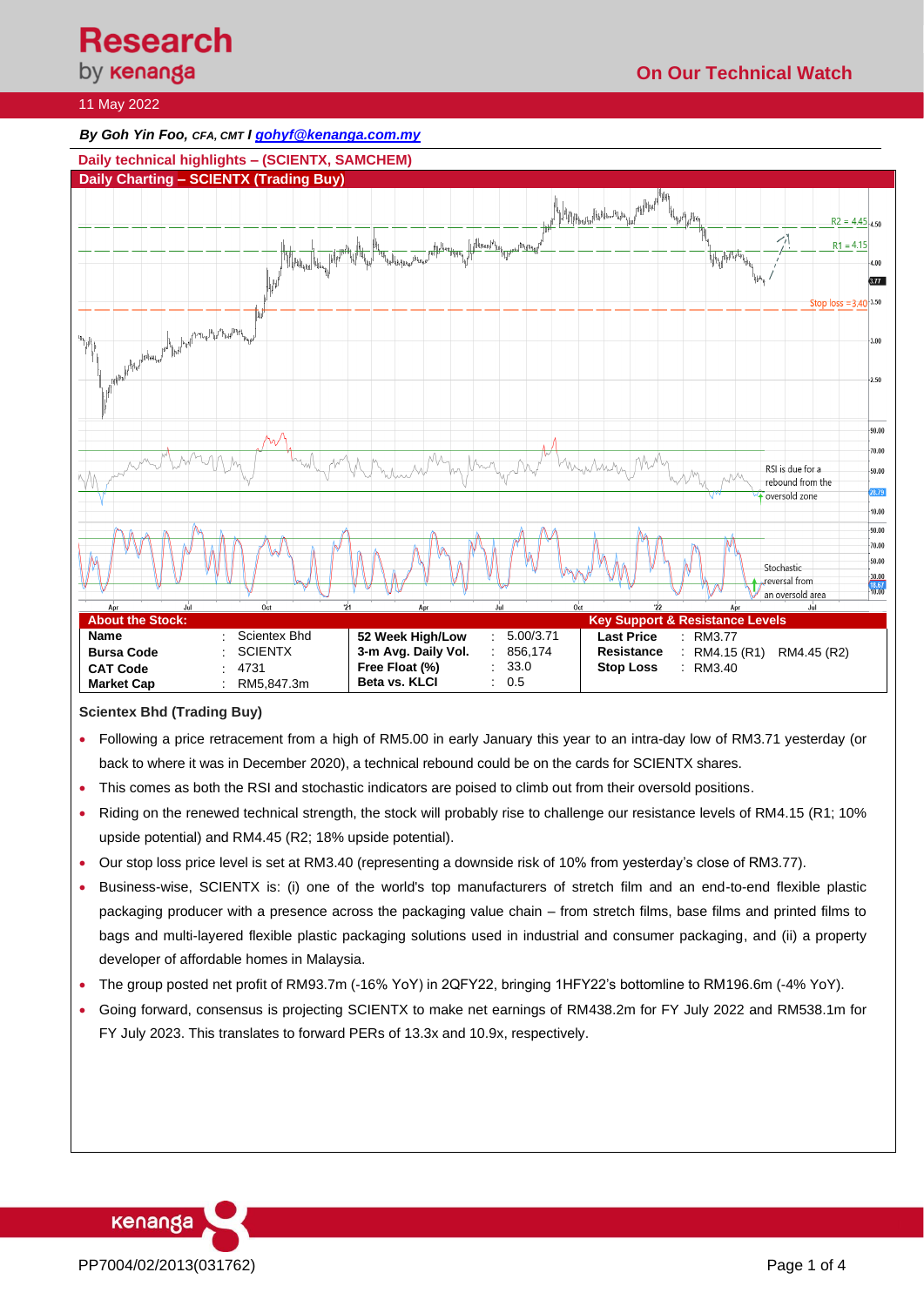# Research by kenanga

## On Our Technical Watch

11 May 2022

*By Goh Yin Foo, CFA, CMT I gohyf@kenanga.com.my*

### Daily technical highlights – (SCIENTX, SAMCHEM)

### Daily Charting – SCIENTX (Trading Buy)

| About the Stock: | | | | | | Key Support & Resistance Levels | | |
|---|---|---|---|---|---|---|---|---|
| **Name** | : | Scientex Bhd | **52 Week High/Low** | : | 5.00/3.71 | **Last Price** | : | RM3.77 |
| **Bursa Code** | : | SCIENTX | **3-m Avg. Daily Vol.** | : | 856,174 | **Resistance** | : | RM4.15 (R1) RM4.45 (R2) |
| **CAT Code** | : | 4731 | **Free Float (%)** | : | 33.0 | **Stop Loss** | : | RM3.40 |
| **Market Cap** | : | RM5,847.3m | **Beta vs. KLCI** | : | 0.5 | | | |

**Scientex Bhd (Trading Buy)**

- Following a price retracement from a high of RM5.00 in early January this year to an intra-day low of RM3.71 yesterday (or back to where it was in December 2020), a technical rebound could be on the cards for SCIENTX shares.
- This comes as both the RSI and stochastic indicators are poised to climb out from their oversold positions.
- Riding on the renewed technical strength, the stock will probably rise to challenge our resistance levels of RM4.15 (R1; 10% upside potential) and RM4.45 (R2; 18% upside potential).
- Our stop loss price level is set at RM3.40 (representing a downside risk of 10% from yesterday's close of RM3.77).
- Business-wise, SCIENTX is: (i) one of the world's top manufacturers of stretch film and an end-to-end flexible plastic packaging producer with a presence across the packaging value chain – from stretch films, base films and printed films to bags and multi-layered flexible plastic packaging solutions used in industrial and consumer packaging, and (ii) a property developer of affordable homes in Malaysia.
- The group posted net profit of RM93.7m (-16% YoY) in 2QFY22, bringing 1HFY22's bottomline to RM196.6m (-4% YoY).
- Going forward, consensus is projecting SCIENTX to make net earnings of RM438.2m for FY July 2022 and RM538.1m for FY July 2023. This translates to forward PERs of 13.3x and 10.9x, respectively.

PP7004/02/2013(031762)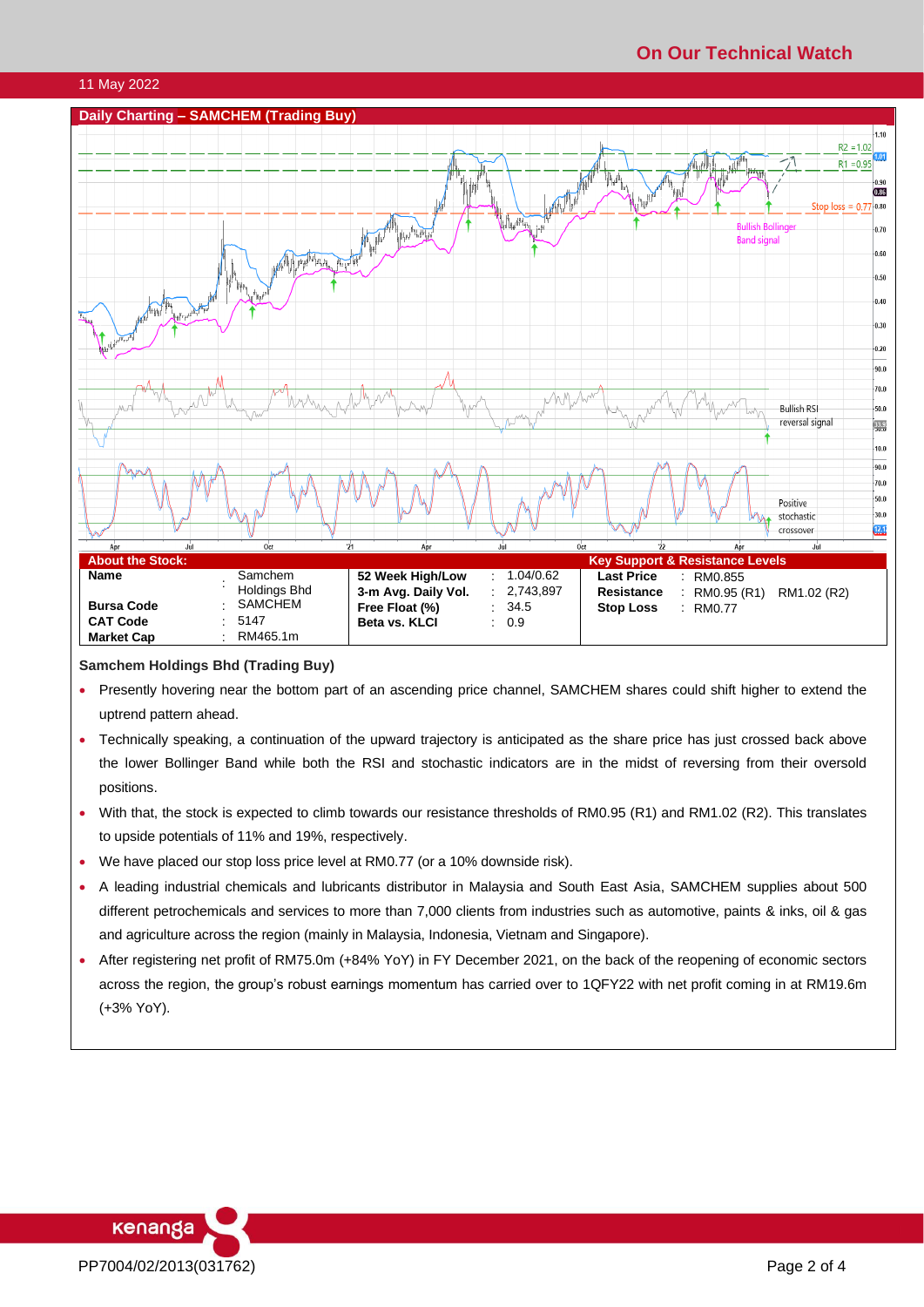11 May 2022

## Daily Charting – SAMCHEM (Trading Buy)

| About the Stock: | | | | | Key Support & Resistance Levels | | |
|---|---|---|---|---|---|---|---|
| **Name** | : | Samchem Holdings Bhd | **52 Week High/Low** | : 1.04/0.62 | **Last Price** | : | RM0.855 |
| **Bursa Code** | : | SAMCHEM | **3-m Avg. Daily Vol.** | : 2,743,897 | **Resistance** | : | RM0.95 (R1) RM1.02 (R2) |
| **CAT Code** | : | 5147 | **Free Float (%)** | : 34.5 | **Stop Loss** | : | RM0.77 |
| **Market Cap** | : | RM465.1m | **Beta vs. KLCI** | : 0.9 | | | |

### Samchem Holdings Bhd (Trading Buy)

- Presently hovering near the bottom part of an ascending price channel, SAMCHEM shares could shift higher to extend the uptrend pattern ahead.
- Technically speaking, a continuation of the upward trajectory is anticipated as the share price has just crossed back above the lower Bollinger Band while both the RSI and stochastic indicators are in the midst of reversing from their oversold positions.
- With that, the stock is expected to climb towards our resistance thresholds of RM0.95 (R1) and RM1.02 (R2). This translates to upside potentials of 11% and 19%, respectively.
- We have placed our stop loss price level at RM0.77 (or a 10% downside risk).
- A leading industrial chemicals and lubricants distributor in Malaysia and South East Asia, SAMCHEM supplies about 500 different petrochemicals and services to more than 7,000 clients from industries such as automotive, paints & inks, oil & gas and agriculture across the region (mainly in Malaysia, Indonesia, Vietnam and Singapore).
- After registering net profit of RM75.0m (+84% YoY) in FY December 2021, on the back of the reopening of economic sectors across the region, the group's robust earnings momentum has carried over to 1QFY22 with net profit coming in at RM19.6m (+3% YoY).

PP7004/02/2013(031762)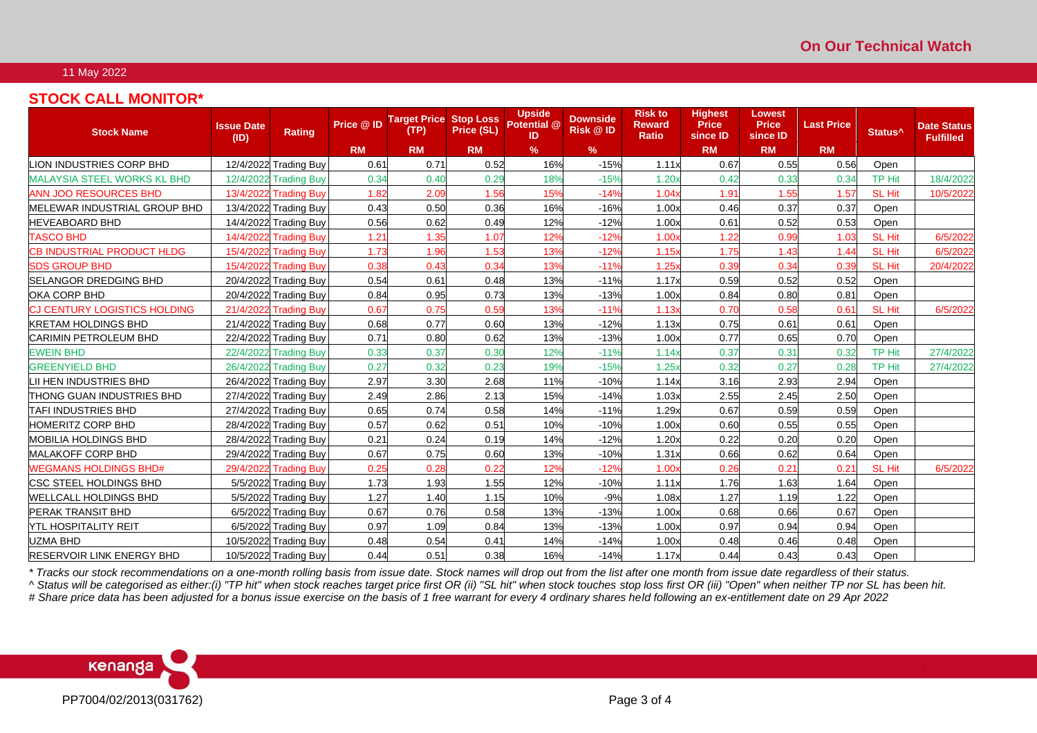11 May 2022

## STOCK CALL MONITOR*

| Stock Name | Issue Date (ID) | Rating | Price @ ID | Target Price (TP) | Stop Loss Price (SL) | Upside Potential @ ID | Downside Risk @ ID | Risk to Reward Ratio | Highest Price since ID | Lowest Price since ID | Last Price | Status^ | Date Status Fulfilled |
|---|---|---|---|---|---|---|---|---|---|---|---|---|---|
| | | | RM | RM | RM | % | % | | RM | RM | RM | | |
| LION INDUSTRIES CORP BHD | 12/4/2022 | Trading Buy | 0.61 | 0.71 | 0.52 | 16% | -15% | 1.11x | 0.67 | 0.55 | 0.56 | Open | |
| MALAYSIA STEEL WORKS KL BHD | 12/4/2022 | Trading Buy | 0.34 | 0.40 | 0.29 | 18% | -15% | 1.20x | 0.42 | 0.33 | 0.34 | TP Hit | 18/4/2022 |
| ANN JOO RESOURCES BHD | 13/4/2022 | Trading Buy | 1.82 | 2.09 | 1.56 | 15% | -14% | 1.04x | 1.91 | 1.55 | 1.57 | SL Hit | 10/5/2022 |
| MELEWAR INDUSTRIAL GROUP BHD | 13/4/2022 | Trading Buy | 0.43 | 0.50 | 0.36 | 16% | -16% | 1.00x | 0.46 | 0.37 | 0.37 | Open | |
| HEVEABOARD BHD | 14/4/2022 | Trading Buy | 0.56 | 0.62 | 0.49 | 12% | -12% | 1.00x | 0.61 | 0.52 | 0.53 | Open | |
| TASCO BHD | 14/4/2022 | Trading Buy | 1.21 | 1.35 | 1.07 | 12% | -12% | 1.00x | 1.22 | 0.99 | 1.03 | SL Hit | 6/5/2022 |
| CB INDUSTRIAL PRODUCT HLDG | 15/4/2022 | Trading Buy | 1.73 | 1.96 | 1.53 | 13% | -12% | 1.15x | 1.75 | 1.43 | 1.44 | SL Hit | 6/5/2022 |
| SDS GROUP BHD | 15/4/2022 | Trading Buy | 0.38 | 0.43 | 0.34 | 13% | -11% | 1.25x | 0.39 | 0.34 | 0.39 | SL Hit | 20/4/2022 |
| SELANGOR DREDGING BHD | 20/4/2022 | Trading Buy | 0.54 | 0.61 | 0.48 | 13% | -11% | 1.17x | 0.59 | 0.52 | 0.52 | Open | |
| OKA CORP BHD | 20/4/2022 | Trading Buy | 0.84 | 0.95 | 0.73 | 13% | -13% | 1.00x | 0.84 | 0.80 | 0.81 | Open | |
| CJ CENTURY LOGISTICS HOLDING | 21/4/2022 | Trading Buy | 0.67 | 0.75 | 0.59 | 13% | -11% | 1.13x | 0.70 | 0.58 | 0.61 | SL Hit | 6/5/2022 |
| KRETAM HOLDINGS BHD | 21/4/2022 | Trading Buy | 0.68 | 0.77 | 0.60 | 13% | -12% | 1.13x | 0.75 | 0.61 | 0.61 | Open | |
| CARIMIN PETROLEUM BHD | 22/4/2022 | Trading Buy | 0.71 | 0.80 | 0.62 | 13% | -13% | 1.00x | 0.77 | 0.65 | 0.70 | Open | |
| EWEIN BHD | 22/4/2022 | Trading Buy | 0.33 | 0.37 | 0.30 | 12% | -11% | 1.14x | 0.37 | 0.31 | 0.32 | TP Hit | 27/4/2022 |
| GREENYIELD BHD | 26/4/2022 | Trading Buy | 0.27 | 0.32 | 0.23 | 19% | -15% | 1.25x | 0.32 | 0.27 | 0.28 | TP Hit | 27/4/2022 |
| LII HEN INDUSTRIES BHD | 26/4/2022 | Trading Buy | 2.97 | 3.30 | 2.68 | 11% | -10% | 1.14x | 3.16 | 2.93 | 2.94 | Open | |
| THONG GUAN INDUSTRIES BHD | 27/4/2022 | Trading Buy | 2.49 | 2.86 | 2.13 | 15% | -14% | 1.03x | 2.55 | 2.45 | 2.50 | Open | |
| TAFI INDUSTRIES BHD | 27/4/2022 | Trading Buy | 0.65 | 0.74 | 0.58 | 14% | -11% | 1.29x | 0.67 | 0.59 | 0.59 | Open | |
| HOMERITZ CORP BHD | 28/4/2022 | Trading Buy | 0.57 | 0.62 | 0.51 | 10% | -10% | 1.00x | 0.60 | 0.55 | 0.55 | Open | |
| MOBILIA HOLDINGS BHD | 28/4/2022 | Trading Buy | 0.21 | 0.24 | 0.19 | 14% | -12% | 1.20x | 0.22 | 0.20 | 0.20 | Open | |
| MALAKOFF CORP BHD | 29/4/2022 | Trading Buy | 0.67 | 0.75 | 0.60 | 13% | -10% | 1.31x | 0.66 | 0.62 | 0.64 | Open | |
| WEGMANS HOLDINGS BHD# | 29/4/2022 | Trading Buy | 0.25 | 0.28 | 0.22 | 12% | -12% | 1.00x | 0.26 | 0.21 | 0.21 | SL Hit | 6/5/2022 |
| CSC STEEL HOLDINGS BHD | 5/5/2022 | Trading Buy | 1.73 | 1.93 | 1.55 | 12% | -10% | 1.11x | 1.76 | 1.63 | 1.64 | Open | |
| WELLCALL HOLDINGS BHD | 5/5/2022 | Trading Buy | 1.27 | 1.40 | 1.15 | 10% | -9% | 1.08x | 1.27 | 1.19 | 1.22 | Open | |
| PERAK TRANSIT BHD | 6/5/2022 | Trading Buy | 0.67 | 0.76 | 0.58 | 13% | -13% | 1.00x | 0.68 | 0.66 | 0.67 | Open | |
| YTL HOSPITALITY REIT | 6/5/2022 | Trading Buy | 0.97 | 1.09 | 0.84 | 13% | -13% | 1.00x | 0.97 | 0.94 | 0.94 | Open | |
| UZMA BHD | 10/5/2022 | Trading Buy | 0.48 | 0.54 | 0.41 | 14% | -14% | 1.00x | 0.48 | 0.46 | 0.48 | Open | |
| RESERVOIR LINK ENERGY BHD | 10/5/2022 | Trading Buy | 0.44 | 0.51 | 0.38 | 16% | -14% | 1.17x | 0.44 | 0.43 | 0.43 | Open | |

*\* Tracks our stock recommendations on a one-month rolling basis from issue date. Stock names will drop out from the list after one month from issue date regardless of their status.*

*^ Status will be categorised as either:(i) "TP hit" when stock reaches target price first OR (ii) "SL hit" when stock touches stop loss first OR (iii) "Open" when neither TP nor SL has been hit.*

*# Share price data has been adjusted for a bonus issue exercise on the basis of 1 free warrant for every 4 ordinary shares held following an ex-entitlement date on 29 Apr 2022*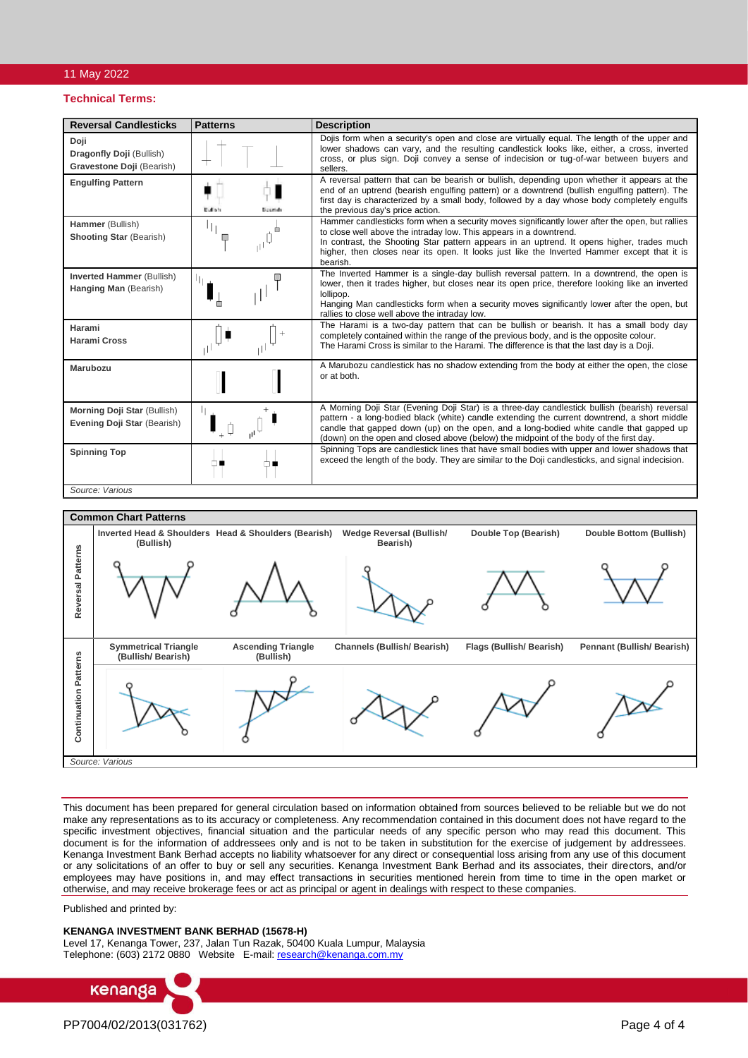## Technical Terms:

| Reversal Candlesticks | Patterns | Description |
|---|---|---|
| **Doji**<br>**Dragonfly Doji** (Bullish)<br>**Gravestone Doji** (Bearish) | | Dojis form when a security's open and close are virtually equal. The length of the upper and lower shadows can vary, and the resulting candlestick looks like, either, a cross, inverted cross, or plus sign. Doji convey a sense of indecision or tug-of-war between buyers and sellers. |
| **Engulfing Pattern** | Bullish Bearish | A reversal pattern that can be bearish or bullish, depending upon whether it appears at the end of an uptrend (bearish engulfing pattern) or a downtrend (bullish engulfing pattern). The first day is characterized by a small body, followed by a day whose body completely engulfs the previous day's price action. |
| **Hammer** (Bullish)<br>**Shooting Star** (Bearish) | | Hammer candlesticks form when a security moves significantly lower after the open, but rallies to close well above the intraday low. This appears in a downtrend.<br>In contrast, the Shooting Star pattern appears in an uptrend. It opens higher, trades much higher, then closes near its open. It looks just like the Inverted Hammer except that it is bearish. |
| **Inverted Hammer** (Bullish)<br>**Hanging Man** (Bearish) | | The Inverted Hammer is a single-day bullish reversal pattern. In a downtrend, the open is lower, then it trades higher, but closes near its open price, therefore looking like an inverted lollipop.<br>Hanging Man candlesticks form when a security moves significantly lower after the open, but rallies to close well above the intraday low. |
| **Harami**<br>**Harami Cross** | | The Harami is a two-day pattern that can be bullish or bearish. It has a small body day completely contained within the range of the previous body, and is the opposite colour.<br>The Harami Cross is similar to the Harami. The difference is that the last day is a Doji. |
| **Marubozu** | | A Marubozu candlestick has no shadow extending from the body at either the open, the close or at both. |
| **Morning Doji Star** (Bullish)<br>**Evening Doji Star** (Bearish) | | A Morning Doji Star (Evening Doji Star) is a three-day candlestick bullish (bearish) reversal pattern - a long-bodied black (white) candle extending the current downtrend, a short middle candle that gapped down (up) on the open, and a long-bodied white candle that gapped up (down) on the open and closed above (below) the midpoint of the body of the first day. |
| **Spinning Top** | | Spinning Tops are candlestick lines that have small bodies with upper and lower shadows that exceed the length of the body. They are similar to the Doji candlesticks, and signal indecision. |

*Source: Various*

**Common Chart Patterns**

**Reversal Patterns**

Inverted Head & Shoulders (Bullish)
Head & Shoulders (Bearish)
Wedge Reversal (Bullish/ Bearish)
Double Top (Bearish)
Double Bottom (Bullish)

**Continuation Patterns**

Symmetrical Triangle (Bullish/ Bearish)
Ascending Triangle (Bullish)
Channels (Bullish/ Bearish)
Flags (Bullish/ Bearish)
Pennant (Bullish/ Bearish)

*Source: Various*

This document has been prepared for general circulation based on information obtained from sources believed to be reliable but we do not make any representations as to its accuracy or completeness. Any recommendation contained in this document does not have regard to the specific investment objectives, financial situation and the particular needs of any specific person who may read this document. This document is for the information of addressees only and is not to be taken in substitution for the exercise of judgement by addressees. Kenanga Investment Bank Berhad accepts no liability whatsoever for any direct or consequential loss arising from any use of this document or any solicitations of an offer to buy or sell any securities. Kenanga Investment Bank Berhad and its associates, their directors, and/or employees may have positions in, and may effect transactions in securities mentioned herein from time to time in the open market or otherwise, and may receive brokerage fees or act as principal or agent in dealings with respect to these companies.

Published and printed by:

**KENANGA INVESTMENT BANK BERHAD (15678-H)**
Level 17, Kenanga Tower, 237, Jalan Tun Razak, 50400 Kuala Lumpur, Malaysia
Telephone: (603) 2172 0880 Website E-mail: research@kenanga.com.my

PP7004/02/2013(031762)